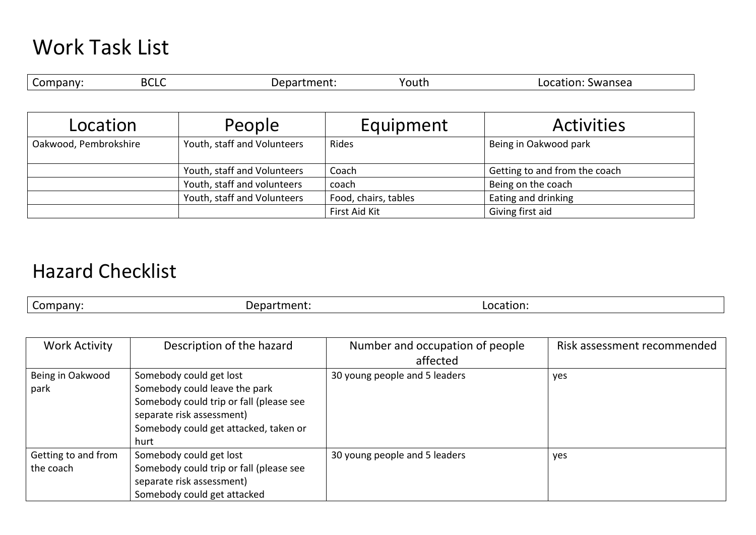# Work Task List

| Company: BCLC | Department: Youth | Location: Swansea |
|---|---|---|

| Location | People | Equipment | Activities |
|---|---|---|---|
| Oakwood, Pembrokshire | Youth, staff and Volunteers | Rides | Being in Oakwood park |
| | Youth, staff and Volunteers | Coach | Getting to and from the coach |
| | Youth, staff and volunteers | coach | Being on the coach |
| | Youth, staff and Volunteers | Food, chairs, tables | Eating and drinking |
| | | First Aid Kit | Giving first aid |

# Hazard Checklist

| Company: | Department: | Location: |
|---|---|---|

| Work Activity | Description of the hazard | Number and occupation of people affected | Risk assessment recommended |
|---|---|---|---|
| Being in Oakwood park | Somebody could get lost<br>Somebody could leave the park<br>Somebody could trip or fall (please see separate risk assessment)<br>Somebody could get attacked, taken or hurt | 30 young people and 5 leaders | yes |
| Getting to and from the coach | Somebody could get lost<br>Somebody could trip or fall (please see separate risk assessment)<br>Somebody could get attacked | 30 young people and 5 leaders | yes |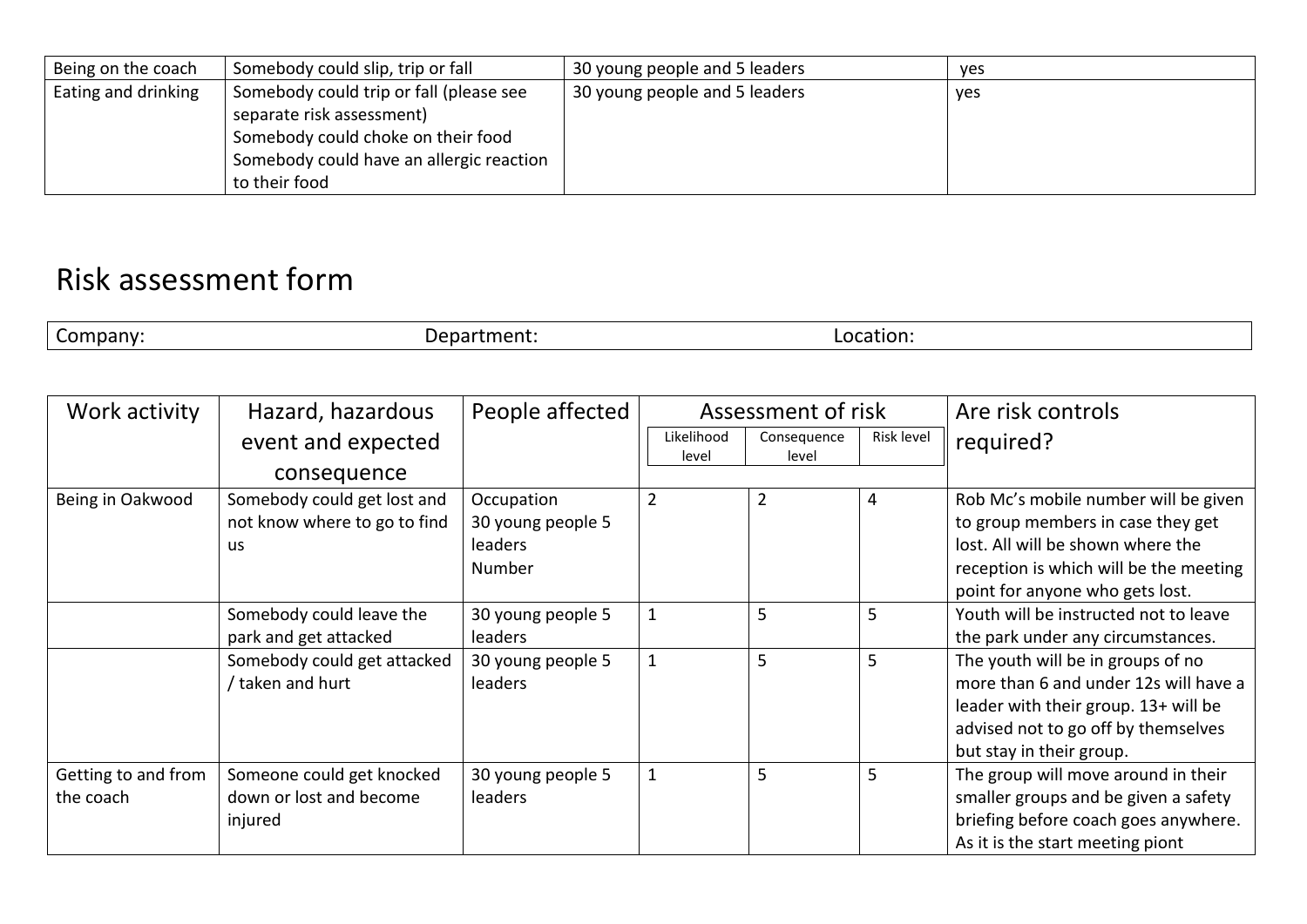| Being on the coach | Somebody could slip, trip or fall | 30 young people and 5 leaders | yes |
|---|---|---|---|
| Eating and drinking | Somebody could trip or fall (please see separate risk assessment)<br>Somebody could choke on their food<br>Somebody could have an allergic reaction to their food | 30 young people and 5 leaders | yes |

# Risk assessment form

| Company: | Department: | Location: |
|---|---|---|

| Work activity | Hazard, hazardous event and expected consequence | People affected | Assessment of risk | | | Are risk controls required? |
|---|---|---|---|---|---|---|
| | | | Likelihood level | Consequence level | Risk level | |
| Being in Oakwood | Somebody could get lost and not know where to go to find us | Occupation<br>30 young people 5 leaders<br>Number | 2 | 2 | 4 | Rob Mc's mobile number will be given to group members in case they get lost. All will be shown where the reception is which will be the meeting point for anyone who gets lost. |
| | Somebody could leave the park and get attacked | 30 young people 5 leaders | 1 | 5 | 5 | Youth will be instructed not to leave the park under any circumstances. |
| | Somebody could get attacked / taken and hurt | 30 young people 5 leaders | 1 | 5 | 5 | The youth will be in groups of no more than 6 and under 12s will have a leader with their group. 13+ will be advised not to go off by themselves but stay in their group. |
| Getting to and from the coach | Someone could get knocked down or lost and become injured | 30 young people 5 leaders | 1 | 5 | 5 | The group will move around in their smaller groups and be given a safety briefing before coach goes anywhere. As it is the start meeting piont |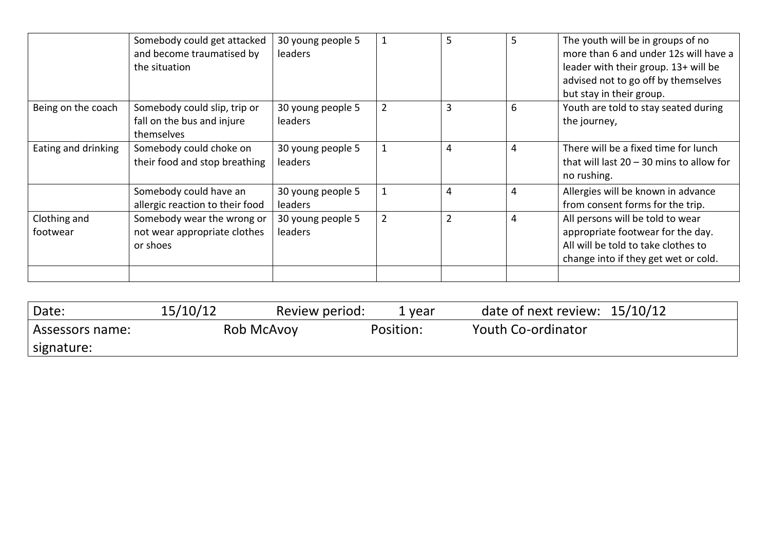| | | | | | | |
|---|---|---|---|---|---|---|
| | Somebody could get attacked and become traumatised by the situation | 30 young people 5 leaders | 1 | 5 | 5 | The youth will be in groups of no more than 6 and under 12s will have a leader with their group. 13+ will be advised not to go off by themselves but stay in their group. |
| Being on the coach | Somebody could slip, trip or fall on the bus and injure themselves | 30 young people 5 leaders | 2 | 3 | 6 | Youth are told to stay seated during the journey, |
| Eating and drinking | Somebody could choke on their food and stop breathing | 30 young people 5 leaders | 1 | 4 | 4 | There will be a fixed time for lunch that will last 20 – 30 mins to allow for no rushing. |
| | Somebody could have an allergic reaction to their food | 30 young people 5 leaders | 1 | 4 | 4 | Allergies will be known in advance from consent forms for the trip. |
| Clothing and footwear | Somebody wear the wrong or not wear appropriate clothes or shoes | 30 young people 5 leaders | 2 | 2 | 4 | All persons will be told to wear appropriate footwear for the day. All will be told to take clothes to change into if they get wet or cold. |
| | | | | | | |

| | | | | | | |
|---|---|---|---|---|---|---|
| Date: | 15/10/12 | Review period: | 1 year | date of next review: 15/10/12 | | |
| Assessors name: | Rob McAvoy | Position: | Youth Co-ordinator | | | |
| signature: | | | | | | |